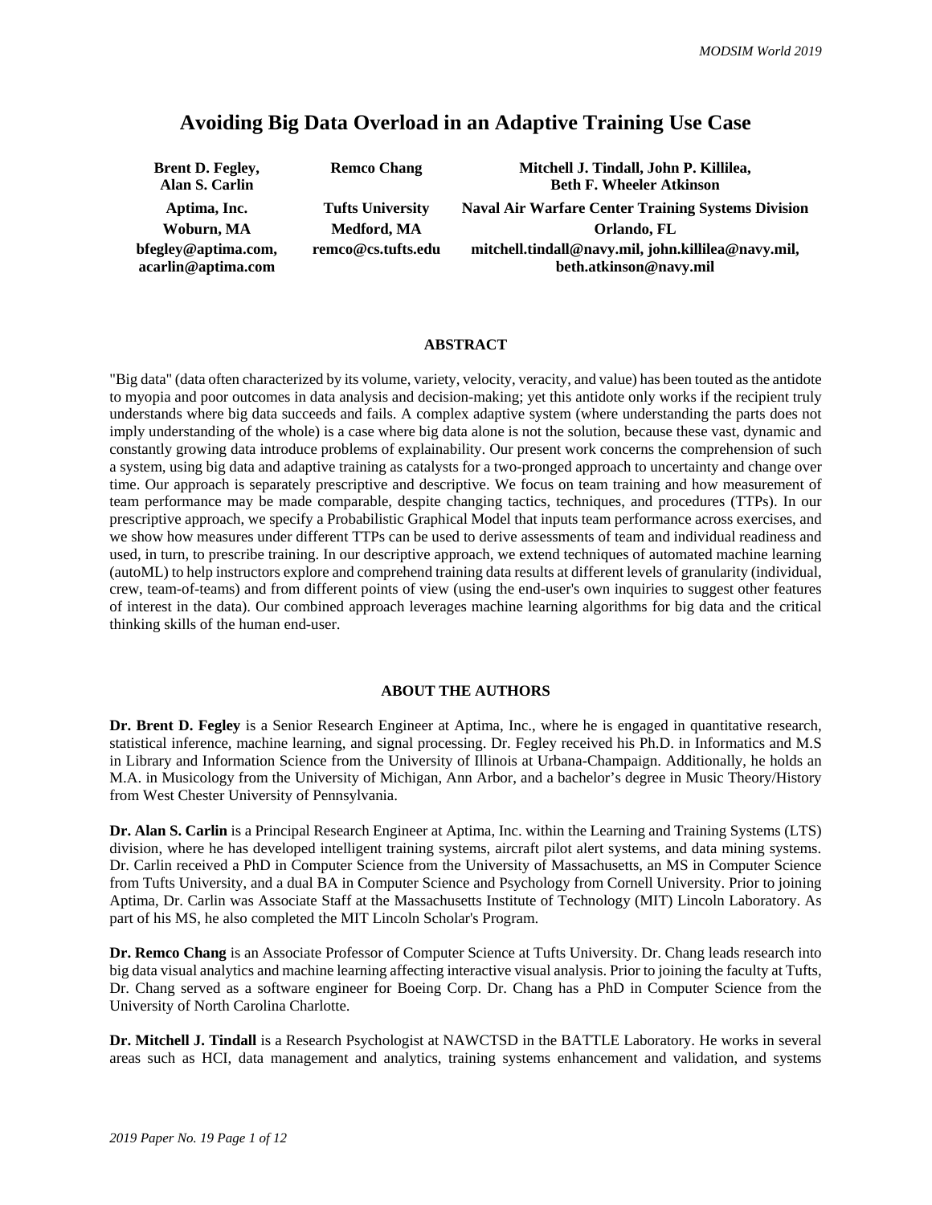# Avoiding Big Data Overload in an Adaptive Training Use Case

| Brent D. Fegley, Alan S. Carlin | Remco Chang | Mitchell J. Tindall, John P. Killilea, Beth F. Wheeler Atkinson |
|---|---|---|
| Aptima, Inc. | Tufts University | Naval Air Warfare Center Training Systems Division |
| Woburn, MA | Medford, MA | Orlando, FL |
| bfegley@aptima.com, acarlin@aptima.com | remco@cs.tufts.edu | mitchell.tindall@navy.mil, john.killilea@navy.mil, beth.atkinson@navy.mil |

## ABSTRACT

"Big data" (data often characterized by its volume, variety, velocity, veracity, and value) has been touted as the antidote to myopia and poor outcomes in data analysis and decision-making; yet this antidote only works if the recipient truly understands where big data succeeds and fails. A complex adaptive system (where understanding the parts does not imply understanding of the whole) is a case where big data alone is not the solution, because these vast, dynamic and constantly growing data introduce problems of explainability. Our present work concerns the comprehension of such a system, using big data and adaptive training as catalysts for a two-pronged approach to uncertainty and change over time. Our approach is separately prescriptive and descriptive. We focus on team training and how measurement of team performance may be made comparable, despite changing tactics, techniques, and procedures (TTPs). In our prescriptive approach, we specify a Probabilistic Graphical Model that inputs team performance across exercises, and we show how measures under different TTPs can be used to derive assessments of team and individual readiness and used, in turn, to prescribe training. In our descriptive approach, we extend techniques of automated machine learning (autoML) to help instructors explore and comprehend training data results at different levels of granularity (individual, crew, team-of-teams) and from different points of view (using the end-user's own inquiries to suggest other features of interest in the data). Our combined approach leverages machine learning algorithms for big data and the critical thinking skills of the human end-user.

## ABOUT THE AUTHORS

**Dr. Brent D. Fegley** is a Senior Research Engineer at Aptima, Inc., where he is engaged in quantitative research, statistical inference, machine learning, and signal processing. Dr. Fegley received his Ph.D. in Informatics and M.S in Library and Information Science from the University of Illinois at Urbana-Champaign. Additionally, he holds an M.A. in Musicology from the University of Michigan, Ann Arbor, and a bachelor's degree in Music Theory/History from West Chester University of Pennsylvania.

**Dr. Alan S. Carlin** is a Principal Research Engineer at Aptima, Inc. within the Learning and Training Systems (LTS) division, where he has developed intelligent training systems, aircraft pilot alert systems, and data mining systems. Dr. Carlin received a PhD in Computer Science from the University of Massachusetts, an MS in Computer Science from Tufts University, and a dual BA in Computer Science and Psychology from Cornell University. Prior to joining Aptima, Dr. Carlin was Associate Staff at the Massachusetts Institute of Technology (MIT) Lincoln Laboratory. As part of his MS, he also completed the MIT Lincoln Scholar's Program.

**Dr. Remco Chang** is an Associate Professor of Computer Science at Tufts University. Dr. Chang leads research into big data visual analytics and machine learning affecting interactive visual analysis. Prior to joining the faculty at Tufts, Dr. Chang served as a software engineer for Boeing Corp. Dr. Chang has a PhD in Computer Science from the University of North Carolina Charlotte.

**Dr. Mitchell J. Tindall** is a Research Psychologist at NAWCTSD in the BATTLE Laboratory. He works in several areas such as HCI, data management and analytics, training systems enhancement and validation, and systems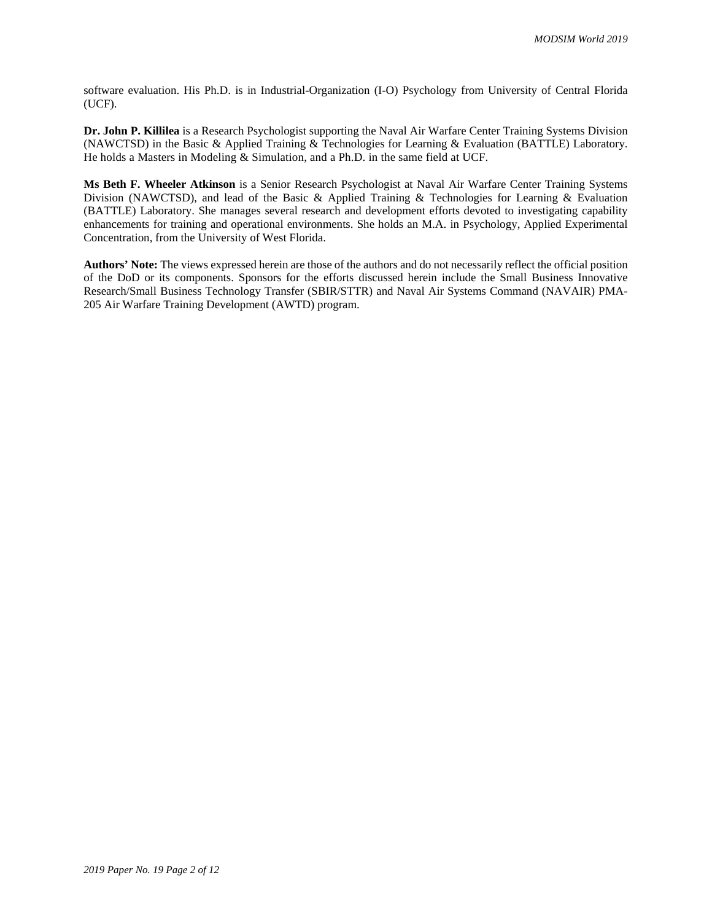software evaluation. His Ph.D. is in Industrial-Organization (I-O) Psychology from University of Central Florida (UCF).

**Dr. John P. Killilea** is a Research Psychologist supporting the Naval Air Warfare Center Training Systems Division (NAWCTSD) in the Basic & Applied Training & Technologies for Learning & Evaluation (BATTLE) Laboratory. He holds a Masters in Modeling & Simulation, and a Ph.D. in the same field at UCF.

**Ms Beth F. Wheeler Atkinson** is a Senior Research Psychologist at Naval Air Warfare Center Training Systems Division (NAWCTSD), and lead of the Basic & Applied Training & Technologies for Learning & Evaluation (BATTLE) Laboratory. She manages several research and development efforts devoted to investigating capability enhancements for training and operational environments. She holds an M.A. in Psychology, Applied Experimental Concentration, from the University of West Florida.

**Authors' Note:** The views expressed herein are those of the authors and do not necessarily reflect the official position of the DoD or its components. Sponsors for the efforts discussed herein include the Small Business Innovative Research/Small Business Technology Transfer (SBIR/STTR) and Naval Air Systems Command (NAVAIR) PMA-205 Air Warfare Training Development (AWTD) program.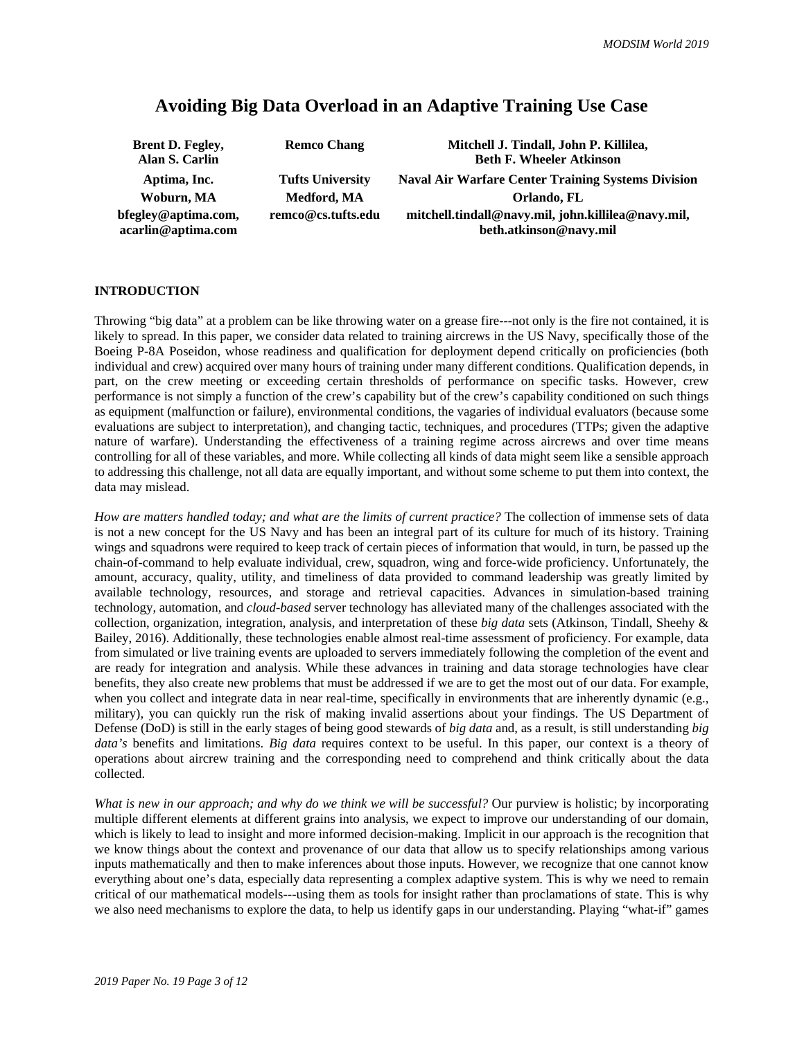# Avoiding Big Data Overload in an Adaptive Training Use Case

| Brent D. Fegley, Alan S. Carlin | Remco Chang | Mitchell J. Tindall, John P. Killilea, Beth F. Wheeler Atkinson |
|---|---|---|
| Aptima, Inc. | Tufts University | Naval Air Warfare Center Training Systems Division |
| Woburn, MA | Medford, MA | Orlando, FL |
| bfegley@aptima.com, acarlin@aptima.com | remco@cs.tufts.edu | mitchell.tindall@navy.mil, john.killilea@navy.mil, beth.atkinson@navy.mil |

## INTRODUCTION

Throwing "big data" at a problem can be like throwing water on a grease fire---not only is the fire not contained, it is likely to spread. In this paper, we consider data related to training aircrews in the US Navy, specifically those of the Boeing P-8A Poseidon, whose readiness and qualification for deployment depend critically on proficiencies (both individual and crew) acquired over many hours of training under many different conditions. Qualification depends, in part, on the crew meeting or exceeding certain thresholds of performance on specific tasks. However, crew performance is not simply a function of the crew's capability but of the crew's capability conditioned on such things as equipment (malfunction or failure), environmental conditions, the vagaries of individual evaluators (because some evaluations are subject to interpretation), and changing tactic, techniques, and procedures (TTPs; given the adaptive nature of warfare). Understanding the effectiveness of a training regime across aircrews and over time means controlling for all of these variables, and more. While collecting all kinds of data might seem like a sensible approach to addressing this challenge, not all data are equally important, and without some scheme to put them into context, the data may mislead.

*How are matters handled today; and what are the limits of current practice?* The collection of immense sets of data is not a new concept for the US Navy and has been an integral part of its culture for much of its history. Training wings and squadrons were required to keep track of certain pieces of information that would, in turn, be passed up the chain-of-command to help evaluate individual, crew, squadron, wing and force-wide proficiency. Unfortunately, the amount, accuracy, quality, utility, and timeliness of data provided to command leadership was greatly limited by available technology, resources, and storage and retrieval capacities. Advances in simulation-based training technology, automation, and *cloud-based* server technology has alleviated many of the challenges associated with the collection, organization, integration, analysis, and interpretation of these *big data* sets (Atkinson, Tindall, Sheehy & Bailey, 2016). Additionally, these technologies enable almost real-time assessment of proficiency. For example, data from simulated or live training events are uploaded to servers immediately following the completion of the event and are ready for integration and analysis. While these advances in training and data storage technologies have clear benefits, they also create new problems that must be addressed if we are to get the most out of our data. For example, when you collect and integrate data in near real-time, specifically in environments that are inherently dynamic (e.g., military), you can quickly run the risk of making invalid assertions about your findings. The US Department of Defense (DoD) is still in the early stages of being good stewards of *big data* and, as a result, is still understanding *big data's* benefits and limitations. *Big data* requires context to be useful. In this paper, our context is a theory of operations about aircrew training and the corresponding need to comprehend and think critically about the data collected.

*What is new in our approach; and why do we think we will be successful?* Our purview is holistic; by incorporating multiple different elements at different grains into analysis, we expect to improve our understanding of our domain, which is likely to lead to insight and more informed decision-making. Implicit in our approach is the recognition that we know things about the context and provenance of our data that allow us to specify relationships among various inputs mathematically and then to make inferences about those inputs. However, we recognize that one cannot know everything about one's data, especially data representing a complex adaptive system. This is why we need to remain critical of our mathematical models---using them as tools for insight rather than proclamations of state. This is why we also need mechanisms to explore the data, to help us identify gaps in our understanding. Playing "what-if" games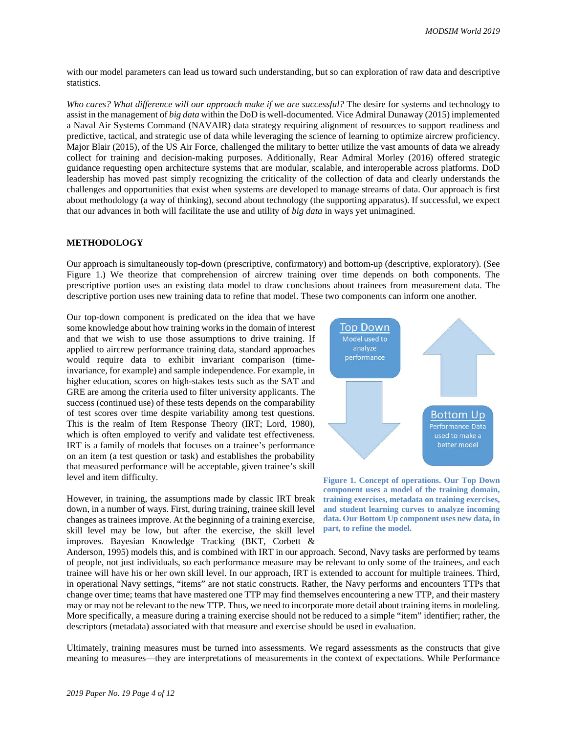with our model parameters can lead us toward such understanding, but so can exploration of raw data and descriptive statistics.

*Who cares? What difference will our approach make if we are successful?* The desire for systems and technology to assist in the management of *big data* within the DoD is well-documented. Vice Admiral Dunaway (2015) implemented a Naval Air Systems Command (NAVAIR) data strategy requiring alignment of resources to support readiness and predictive, tactical, and strategic use of data while leveraging the science of learning to optimize aircrew proficiency. Major Blair (2015), of the US Air Force, challenged the military to better utilize the vast amounts of data we already collect for training and decision-making purposes. Additionally, Rear Admiral Morley (2016) offered strategic guidance requesting open architecture systems that are modular, scalable, and interoperable across platforms. DoD leadership has moved past simply recognizing the criticality of the collection of data and clearly understands the challenges and opportunities that exist when systems are developed to manage streams of data. Our approach is first about methodology (a way of thinking), second about technology (the supporting apparatus). If successful, we expect that our advances in both will facilitate the use and utility of *big data* in ways yet unimagined.

## METHODOLOGY

Our approach is simultaneously top-down (prescriptive, confirmatory) and bottom-up (descriptive, exploratory). (See Figure 1.) We theorize that comprehension of aircrew training over time depends on both components. The prescriptive portion uses an existing data model to draw conclusions about trainees from measurement data. The descriptive portion uses new training data to refine that model. These two components can inform one another.

Our top-down component is predicated on the idea that we have some knowledge about how training works in the domain of interest and that we wish to use those assumptions to drive training. If applied to aircrew performance training data, standard approaches would require data to exhibit invariant comparison (time-invariance, for example) and sample independence. For example, in higher education, scores on high-stakes tests such as the SAT and GRE are among the criteria used to filter university applicants. The success (continued use) of these tests depends on the comparability of test scores over time despite variability among test questions. This is the realm of Item Response Theory (IRT; Lord, 1980), which is often employed to verify and validate test effectiveness. IRT is a family of models that focuses on a trainee's performance on an item (a test question or task) and establishes the probability that measured performance will be acceptable, given trainee's skill level and item difficulty.

Top Down
Model used to analyze performance

Bottom Up
Performance Data used to make a better model

**Figure 1. Concept of operations. Our Top Down component uses a model of the training domain, training exercises, metadata on training exercises, and student learning curves to analyze incoming data. Our Bottom Up component uses new data, in part, to refine the model.**

However, in training, the assumptions made by classic IRT break down, in a number of ways. First, during training, trainee skill level changes as trainees improve. At the beginning of a training exercise, skill level may be low, but after the exercise, the skill level improves. Bayesian Knowledge Tracking (BKT, Corbett & Anderson, 1995) models this, and is combined with IRT in our approach. Second, Navy tasks are performed by teams of people, not just individuals, so each performance measure may be relevant to only some of the trainees, and each trainee will have his or her own skill level. In our approach, IRT is extended to account for multiple trainees. Third, in operational Navy settings, "items" are not static constructs. Rather, the Navy performs and encounters TTPs that change over time; teams that have mastered one TTP may find themselves encountering a new TTP, and their mastery may or may not be relevant to the new TTP. Thus, we need to incorporate more detail about training items in modeling. More specifically, a measure during a training exercise should not be reduced to a simple "item" identifier; rather, the descriptors (metadata) associated with that measure and exercise should be used in evaluation.

Ultimately, training measures must be turned into assessments. We regard assessments as the constructs that give meaning to measures—they are interpretations of measurements in the context of expectations. While Performance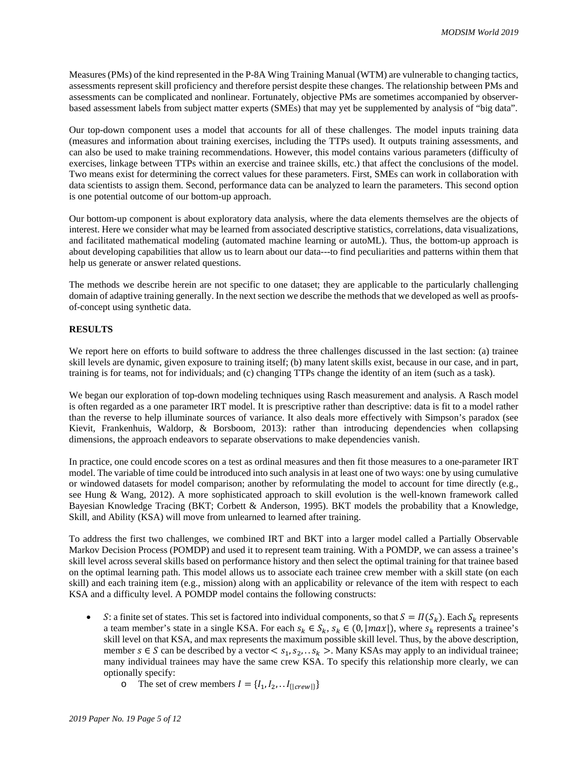Measures (PMs) of the kind represented in the P-8A Wing Training Manual (WTM) are vulnerable to changing tactics, assessments represent skill proficiency and therefore persist despite these changes. The relationship between PMs and assessments can be complicated and nonlinear. Fortunately, objective PMs are sometimes accompanied by observer-based assessment labels from subject matter experts (SMEs) that may yet be supplemented by analysis of "big data".

Our top-down component uses a model that accounts for all of these challenges. The model inputs training data (measures and information about training exercises, including the TTPs used). It outputs training assessments, and can also be used to make training recommendations. However, this model contains various parameters (difficulty of exercises, linkage between TTPs within an exercise and trainee skills, etc.) that affect the conclusions of the model. Two means exist for determining the correct values for these parameters. First, SMEs can work in collaboration with data scientists to assign them. Second, performance data can be analyzed to learn the parameters. This second option is one potential outcome of our bottom-up approach.

Our bottom-up component is about exploratory data analysis, where the data elements themselves are the objects of interest. Here we consider what may be learned from associated descriptive statistics, correlations, data visualizations, and facilitated mathematical modeling (automated machine learning or autoML). Thus, the bottom-up approach is about developing capabilities that allow us to learn about our data---to find peculiarities and patterns within them that help us generate or answer related questions.

The methods we describe herein are not specific to one dataset; they are applicable to the particularly challenging domain of adaptive training generally. In the next section we describe the methods that we developed as well as proofs-of-concept using synthetic data.

**RESULTS**

We report here on efforts to build software to address the three challenges discussed in the last section: (a) trainee skill levels are dynamic, given exposure to training itself; (b) many latent skills exist, because in our case, and in part, training is for teams, not for individuals; and (c) changing TTPs change the identity of an item (such as a task).

We began our exploration of top-down modeling techniques using Rasch measurement and analysis. A Rasch model is often regarded as a one parameter IRT model. It is prescriptive rather than descriptive: data is fit to a model rather than the reverse to help illuminate sources of variance. It also deals more effectively with Simpson's paradox (see Kievit, Frankenhuis, Waldorp, & Borsboom, 2013): rather than introducing dependencies when collapsing dimensions, the approach endeavors to separate observations to make dependencies vanish.

In practice, one could encode scores on a test as ordinal measures and then fit those measures to a one-parameter IRT model. The variable of time could be introduced into such analysis in at least one of two ways: one by using cumulative or windowed datasets for model comparison; another by reformulating the model to account for time directly (e.g., see Hung & Wang, 2012). A more sophisticated approach to skill evolution is the well-known framework called Bayesian Knowledge Tracing (BKT; Corbett & Anderson, 1995). BKT models the probability that a Knowledge, Skill, and Ability (KSA) will move from unlearned to learned after training.

To address the first two challenges, we combined IRT and BKT into a larger model called a Partially Observable Markov Decision Process (POMDP) and used it to represent team training. With a POMDP, we can assess a trainee's skill level across several skills based on performance history and then select the optimal training for that trainee based on the optimal learning path. This model allows us to associate each trainee crew member with a skill state (on each skill) and each training item (e.g., mission) along with an applicability or relevance of the item with respect to each KSA and a difficulty level. A POMDP model contains the following constructs:

- $S$: a finite set of states. This set is factored into individual components, so that $S = \Pi(S_k)$. Each $S_k$ represents a team member's state in a single KSA. For each $s_k \in S_k$, $s_k \in (0, |max|)$, where $s_k$ represents a trainee's skill level on that KSA, and max represents the maximum possible skill level. Thus, by the above description, member $s \in S$ can be described by a vector $< s_1, s_2, .. s_k >$. Many KSAs may apply to an individual trainee; many individual trainees may have the same crew KSA. To specify this relationship more clearly, we can optionally specify:
  - The set of crew members $I = \{I_1, I_2, .. I_{\{|crew|\}}\}$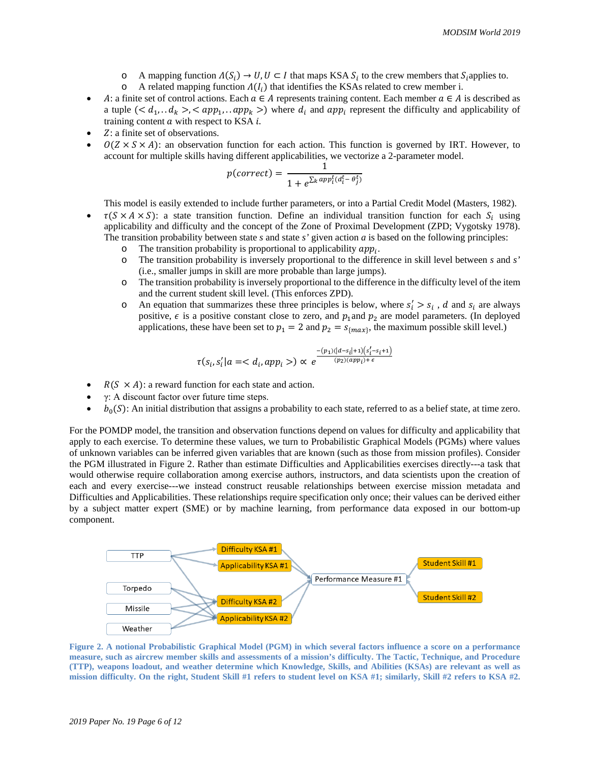- A mapping function $\Lambda(S_i) \rightarrow U, U \subset I$ that maps KSA $S_i$ to the crew members that $S_i$applies to.
  - A related mapping function $\Lambda(I_i)$ that identifies the KSAs related to crew member i.
- $A$: a finite set of control actions. Each $a \in A$ represents training content. Each member $a \in A$ is described as a tuple $(< d_1, .. d_k >, < app_1, .. app_k >)$ where $d_i$ and $app_i$ represent the difficulty and applicability of training content $a$ with respect to KSA *i.*
- $Z$: a finite set of observations.
- $O(Z \times S \times A)$: an observation function for each action. This function is governed by IRT. However, to account for multiple skills having different applicabilities, we vectorize a 2-parameter model.

$$p(correct) = \frac{1}{1 + e^{\sum_k app_i^t (d_i^t - \theta_j^t)}}$$

  This model is easily extended to include further parameters, or into a Partial Credit Model (Masters, 1982).
- $\tau(S \times A \times S)$: a state transition function. Define an individual transition function for each $S_i$ using applicability and difficulty and the concept of the Zone of Proximal Development (ZPD; Vygotsky 1978). The transition probability between state *s* and state *s'* given action *a* is based on the following principles:
  - The transition probability is proportional to applicability $app_i$.
  - The transition probability is inversely proportional to the difference in skill level between *s* and *s'* (i.e., smaller jumps in skill are more probable than large jumps).
  - The transition probability is inversely proportional to the difference in the difficulty level of the item and the current student skill level. (This enforces ZPD).
  - An equation that summarizes these three principles is below, where $s_i' > s_i$ , $d$ and $s_i$ are always positive, $\epsilon$ is a positive constant close to zero, and $p_1$and $p_2$ are model parameters. (In deployed applications, these have been set to $p_1 = 2$ and $p_2 = s_{\{max\}}$, the maximum possible skill level.)

$$\tau(s_i, s_i' | a = < d_i, app_i >) \propto e^{\frac{-(p_1)(|d - s_i| + 1)(s_i' - s_i + 1)}{(p_2)(app_i) + \epsilon}}$$

- $R(S \times A)$: a reward function for each state and action.
- γ: A discount factor over future time steps.
- $b_0(S)$: An initial distribution that assigns a probability to each state, referred to as a belief state, at time zero.

For the POMDP model, the transition and observation functions depend on values for difficulty and applicability that apply to each exercise. To determine these values, we turn to Probabilistic Graphical Models (PGMs) where values of unknown variables can be inferred given variables that are known (such as those from mission profiles). Consider the PGM illustrated in Figure 2. Rather than estimate Difficulties and Applicabilities exercises directly---a task that would otherwise require collaboration among exercise authors, instructors, and data scientists upon the creation of each and every exercise---we instead construct reusable relationships between exercise mission metadata and Difficulties and Applicabilities. These relationships require specification only once; their values can be derived either by a subject matter expert (SME) or by machine learning, from performance data exposed in our bottom-up component.

**Figure 2. A notional Probabilistic Graphical Model (PGM) in which several factors influence a score on a performance measure, such as aircrew member skills and assessments of a mission's difficulty. The Tactic, Technique, and Procedure (TTP), weapons loadout, and weather determine which Knowledge, Skills, and Abilities (KSAs) are relevant as well as mission difficulty. On the right, Student Skill #1 refers to student level on KSA #1; similarly, Skill #2 refers to KSA #2.**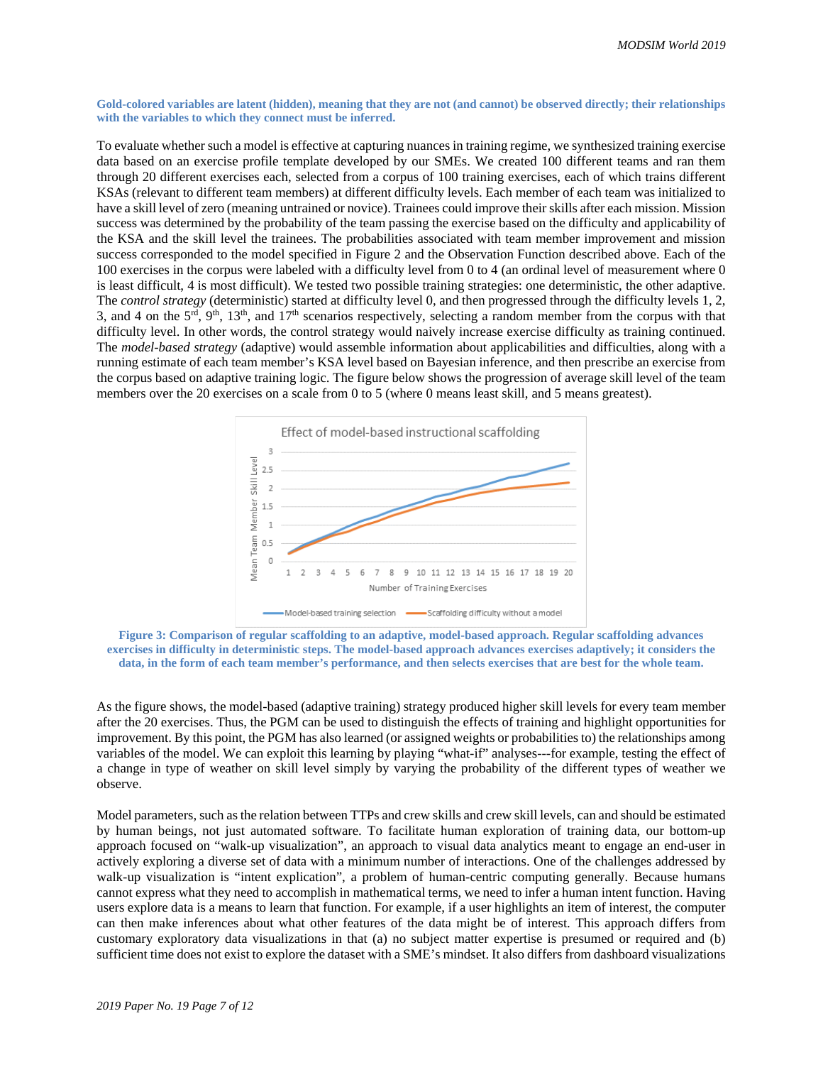**Gold-colored variables are latent (hidden), meaning that they are not (and cannot) be observed directly; their relationships with the variables to which they connect must be inferred.**

To evaluate whether such a model is effective at capturing nuances in training regime, we synthesized training exercise data based on an exercise profile template developed by our SMEs. We created 100 different teams and ran them through 20 different exercises each, selected from a corpus of 100 training exercises, each of which trains different KSAs (relevant to different team members) at different difficulty levels. Each member of each team was initialized to have a skill level of zero (meaning untrained or novice). Trainees could improve their skills after each mission. Mission success was determined by the probability of the team passing the exercise based on the difficulty and applicability of the KSA and the skill level the trainees. The probabilities associated with team member improvement and mission success corresponded to the model specified in Figure 2 and the Observation Function described above. Each of the 100 exercises in the corpus were labeled with a difficulty level from 0 to 4 (an ordinal level of measurement where 0 is least difficult, 4 is most difficult). We tested two possible training strategies: one deterministic, the other adaptive. The *control strategy* (deterministic) started at difficulty level 0, and then progressed through the difficulty levels 1, 2, 3, and 4 on the 5th, 9th, 13th, and 17th scenarios respectively, selecting a random member from the corpus with that difficulty level. In other words, the control strategy would naively increase exercise difficulty as training continued. The *model-based strategy* (adaptive) would assemble information about applicabilities and difficulties, along with a running estimate of each team member's KSA level based on Bayesian inference, and then prescribe an exercise from the corpus based on adaptive training logic. The figure below shows the progression of average skill level of the team members over the 20 exercises on a scale from 0 to 5 (where 0 means least skill, and 5 means greatest).

**Figure 3: Comparison of regular scaffolding to an adaptive, model-based approach. Regular scaffolding advances exercises in difficulty in deterministic steps. The model-based approach advances exercises adaptively; it considers the data, in the form of each team member's performance, and then selects exercises that are best for the whole team.**

As the figure shows, the model-based (adaptive training) strategy produced higher skill levels for every team member after the 20 exercises. Thus, the PGM can be used to distinguish the effects of training and highlight opportunities for improvement. By this point, the PGM has also learned (or assigned weights or probabilities to) the relationships among variables of the model. We can exploit this learning by playing "what-if" analyses---for example, testing the effect of a change in type of weather on skill level simply by varying the probability of the different types of weather we observe.

Model parameters, such as the relation between TTPs and crew skills and crew skill levels, can and should be estimated by human beings, not just automated software. To facilitate human exploration of training data, our bottom-up approach focused on "walk-up visualization", an approach to visual data analytics meant to engage an end-user in actively exploring a diverse set of data with a minimum number of interactions. One of the challenges addressed by walk-up visualization is "intent explication", a problem of human-centric computing generally. Because humans cannot express what they need to accomplish in mathematical terms, we need to infer a human intent function. Having users explore data is a means to learn that function. For example, if a user highlights an item of interest, the computer can then make inferences about what other features of the data might be of interest. This approach differs from customary exploratory data visualizations in that (a) no subject matter expertise is presumed or required and (b) sufficient time does not exist to explore the dataset with a SME's mindset. It also differs from dashboard visualizations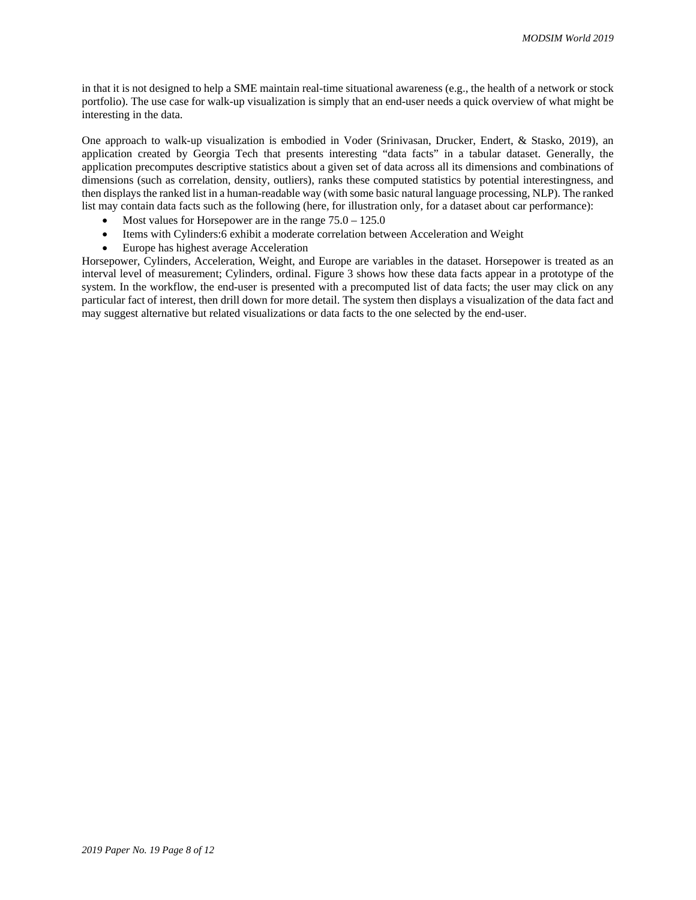in that it is not designed to help a SME maintain real-time situational awareness (e.g., the health of a network or stock portfolio). The use case for walk-up visualization is simply that an end-user needs a quick overview of what might be interesting in the data.

One approach to walk-up visualization is embodied in Voder (Srinivasan, Drucker, Endert, & Stasko, 2019), an application created by Georgia Tech that presents interesting "data facts" in a tabular dataset. Generally, the application precomputes descriptive statistics about a given set of data across all its dimensions and combinations of dimensions (such as correlation, density, outliers), ranks these computed statistics by potential interestingness, and then displays the ranked list in a human-readable way (with some basic natural language processing, NLP). The ranked list may contain data facts such as the following (here, for illustration only, for a dataset about car performance):

- Most values for Horsepower are in the range 75.0 – 125.0
- Items with Cylinders:6 exhibit a moderate correlation between Acceleration and Weight
- Europe has highest average Acceleration

Horsepower, Cylinders, Acceleration, Weight, and Europe are variables in the dataset. Horsepower is treated as an interval level of measurement; Cylinders, ordinal. Figure 3 shows how these data facts appear in a prototype of the system. In the workflow, the end-user is presented with a precomputed list of data facts; the user may click on any particular fact of interest, then drill down for more detail. The system then displays a visualization of the data fact and may suggest alternative but related visualizations or data facts to the one selected by the end-user.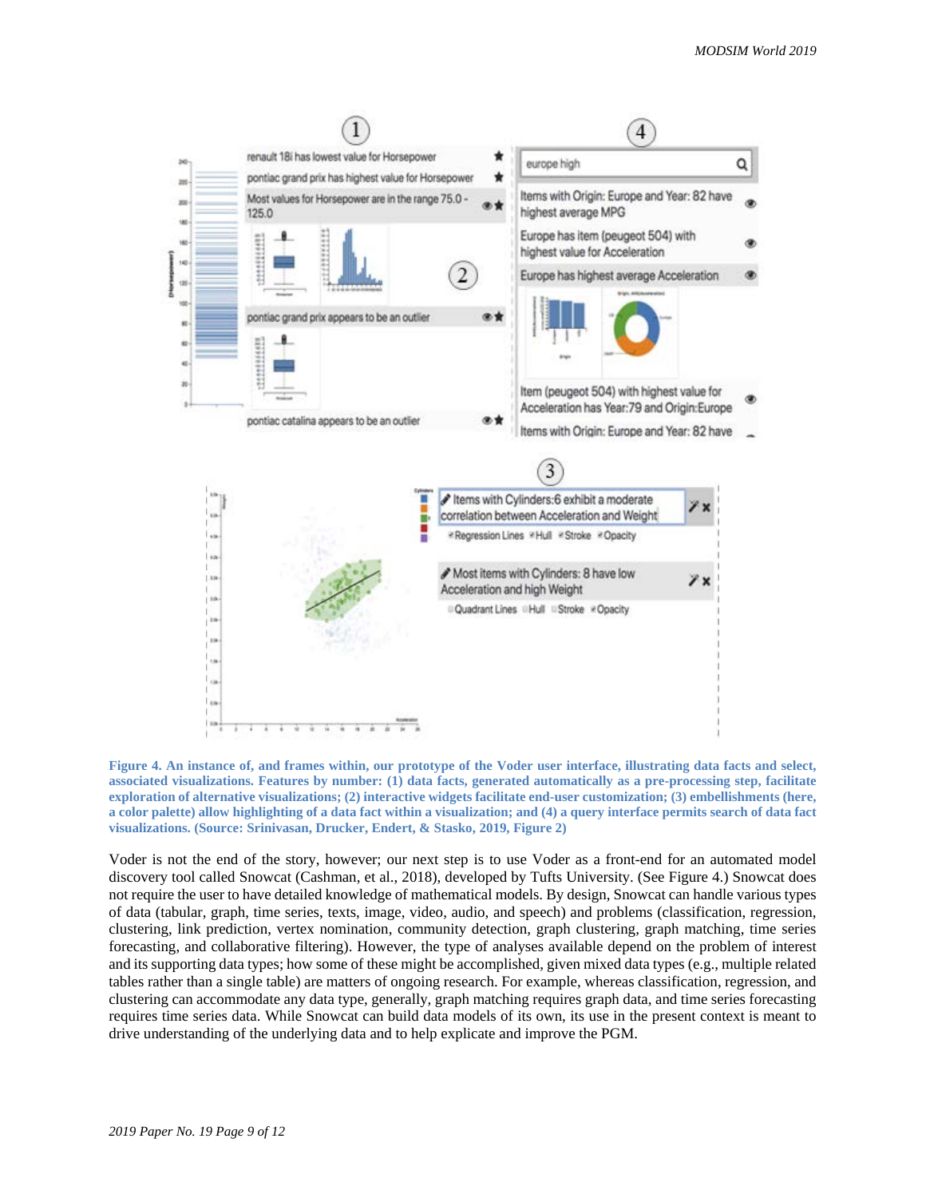**Figure 4. An instance of, and frames within, our prototype of the Voder user interface, illustrating data facts and select, associated visualizations. Features by number: (1) data facts, generated automatically as a pre-processing step, facilitate exploration of alternative visualizations; (2) interactive widgets facilitate end-user customization; (3) embellishments (here, a color palette) allow highlighting of a data fact within a visualization; and (4) a query interface permits search of data fact visualizations. (Source: Srinivasan, Drucker, Endert, & Stasko, 2019, Figure 2)**

Voder is not the end of the story, however; our next step is to use Voder as a front-end for an automated model discovery tool called Snowcat (Cashman, et al., 2018), developed by Tufts University. (See Figure 4.) Snowcat does not require the user to have detailed knowledge of mathematical models. By design, Snowcat can handle various types of data (tabular, graph, time series, texts, image, video, audio, and speech) and problems (classification, regression, clustering, link prediction, vertex nomination, community detection, graph clustering, graph matching, time series forecasting, and collaborative filtering). However, the type of analyses available depend on the problem of interest and its supporting data types; how some of these might be accomplished, given mixed data types (e.g., multiple related tables rather than a single table) are matters of ongoing research. For example, whereas classification, regression, and clustering can accommodate any data type, generally, graph matching requires graph data, and time series forecasting requires time series data. While Snowcat can build data models of its own, its use in the present context is meant to drive understanding of the underlying data and to help explicate and improve the PGM.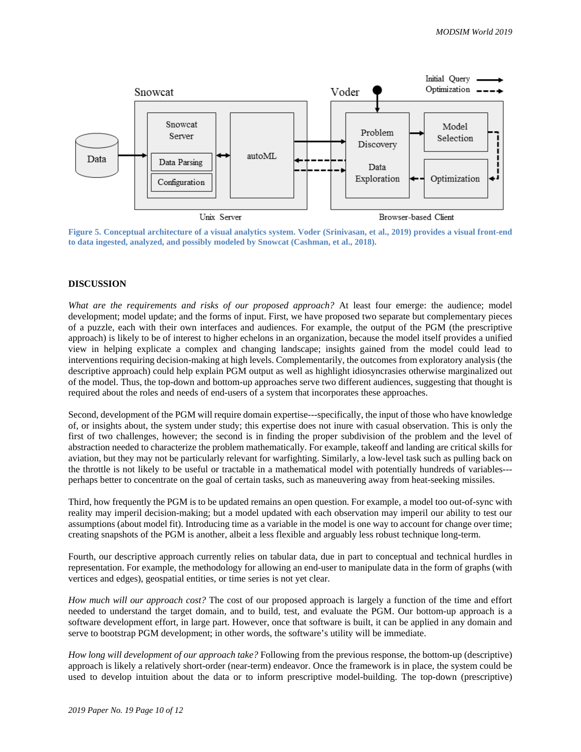Figure 5. Conceptual architecture of a visual analytics system. Voder (Srinivasan, et al., 2019) provides a visual front-end to data ingested, analyzed, and possibly modeled by Snowcat (Cashman, et al., 2018).

## DISCUSSION

*What are the requirements and risks of our proposed approach?* At least four emerge: the audience; model development; model update; and the forms of input. First, we have proposed two separate but complementary pieces of a puzzle, each with their own interfaces and audiences. For example, the output of the PGM (the prescriptive approach) is likely to be of interest to higher echelons in an organization, because the model itself provides a unified view in helping explicate a complex and changing landscape; insights gained from the model could lead to interventions requiring decision-making at high levels. Complementarily, the outcomes from exploratory analysis (the descriptive approach) could help explain PGM output as well as highlight idiosyncrasies otherwise marginalized out of the model. Thus, the top-down and bottom-up approaches serve two different audiences, suggesting that thought is required about the roles and needs of end-users of a system that incorporates these approaches.

Second, development of the PGM will require domain expertise---specifically, the input of those who have knowledge of, or insights about, the system under study; this expertise does not inure with casual observation. This is only the first of two challenges, however; the second is in finding the proper subdivision of the problem and the level of abstraction needed to characterize the problem mathematically. For example, takeoff and landing are critical skills for aviation, but they may not be particularly relevant for warfighting. Similarly, a low-level task such as pulling back on the throttle is not likely to be useful or tractable in a mathematical model with potentially hundreds of variables---perhaps better to concentrate on the goal of certain tasks, such as maneuvering away from heat-seeking missiles.

Third, how frequently the PGM is to be updated remains an open question. For example, a model too out-of-sync with reality may imperil decision-making; but a model updated with each observation may imperil our ability to test our assumptions (about model fit). Introducing time as a variable in the model is one way to account for change over time; creating snapshots of the PGM is another, albeit a less flexible and arguably less robust technique long-term.

Fourth, our descriptive approach currently relies on tabular data, due in part to conceptual and technical hurdles in representation. For example, the methodology for allowing an end-user to manipulate data in the form of graphs (with vertices and edges), geospatial entities, or time series is not yet clear.

*How much will our approach cost?* The cost of our proposed approach is largely a function of the time and effort needed to understand the target domain, and to build, test, and evaluate the PGM. Our bottom-up approach is a software development effort, in large part. However, once that software is built, it can be applied in any domain and serve to bootstrap PGM development; in other words, the software's utility will be immediate.

*How long will development of our approach take?* Following from the previous response, the bottom-up (descriptive) approach is likely a relatively short-order (near-term) endeavor. Once the framework is in place, the system could be used to develop intuition about the data or to inform prescriptive model-building. The top-down (prescriptive)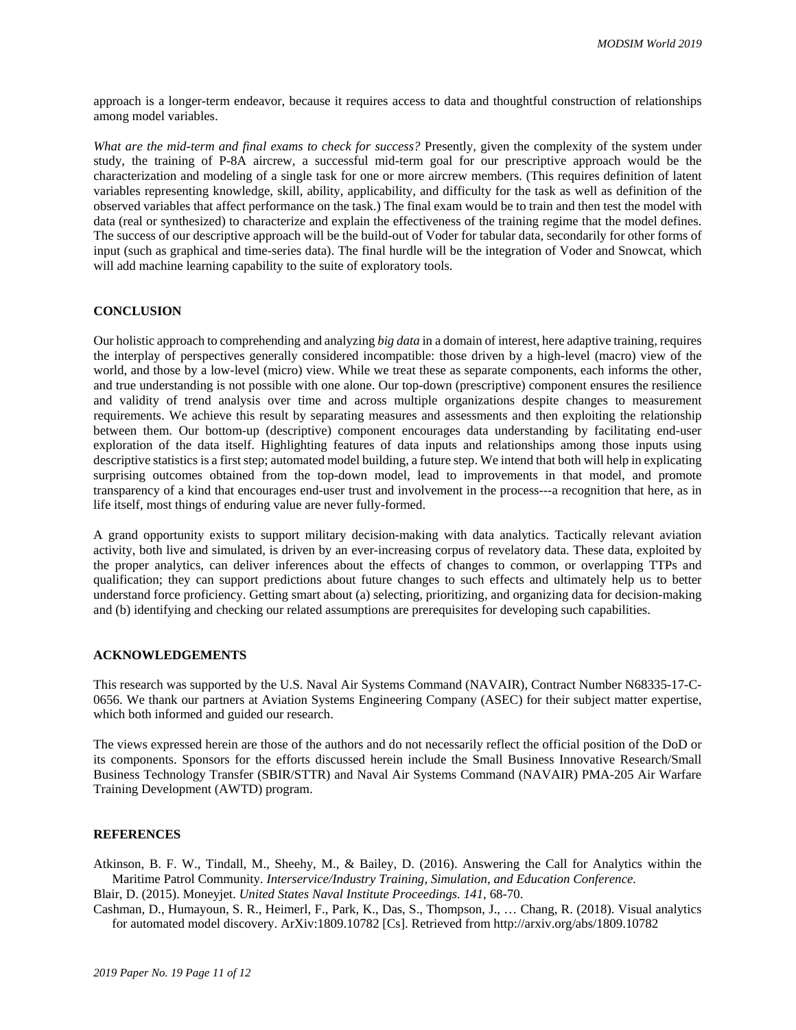approach is a longer-term endeavor, because it requires access to data and thoughtful construction of relationships among model variables.

*What are the mid-term and final exams to check for success?* Presently, given the complexity of the system under study, the training of P-8A aircrew, a successful mid-term goal for our prescriptive approach would be the characterization and modeling of a single task for one or more aircrew members. (This requires definition of latent variables representing knowledge, skill, ability, applicability, and difficulty for the task as well as definition of the observed variables that affect performance on the task.) The final exam would be to train and then test the model with data (real or synthesized) to characterize and explain the effectiveness of the training regime that the model defines. The success of our descriptive approach will be the build-out of Voder for tabular data, secondarily for other forms of input (such as graphical and time-series data). The final hurdle will be the integration of Voder and Snowcat, which will add machine learning capability to the suite of exploratory tools.

## CONCLUSION

Our holistic approach to comprehending and analyzing *big data* in a domain of interest, here adaptive training, requires the interplay of perspectives generally considered incompatible: those driven by a high-level (macro) view of the world, and those by a low-level (micro) view. While we treat these as separate components, each informs the other, and true understanding is not possible with one alone. Our top-down (prescriptive) component ensures the resilience and validity of trend analysis over time and across multiple organizations despite changes to measurement requirements. We achieve this result by separating measures and assessments and then exploiting the relationship between them. Our bottom-up (descriptive) component encourages data understanding by facilitating end-user exploration of the data itself. Highlighting features of data inputs and relationships among those inputs using descriptive statistics is a first step; automated model building, a future step. We intend that both will help in explicating surprising outcomes obtained from the top-down model, lead to improvements in that model, and promote transparency of a kind that encourages end-user trust and involvement in the process---a recognition that here, as in life itself, most things of enduring value are never fully-formed.

A grand opportunity exists to support military decision-making with data analytics. Tactically relevant aviation activity, both live and simulated, is driven by an ever-increasing corpus of revelatory data. These data, exploited by the proper analytics, can deliver inferences about the effects of changes to common, or overlapping TTPs and qualification; they can support predictions about future changes to such effects and ultimately help us to better understand force proficiency. Getting smart about (a) selecting, prioritizing, and organizing data for decision-making and (b) identifying and checking our related assumptions are prerequisites for developing such capabilities.

## ACKNOWLEDGEMENTS

This research was supported by the U.S. Naval Air Systems Command (NAVAIR), Contract Number N68335-17-C-0656. We thank our partners at Aviation Systems Engineering Company (ASEC) for their subject matter expertise, which both informed and guided our research.

The views expressed herein are those of the authors and do not necessarily reflect the official position of the DoD or its components. Sponsors for the efforts discussed herein include the Small Business Innovative Research/Small Business Technology Transfer (SBIR/STTR) and Naval Air Systems Command (NAVAIR) PMA-205 Air Warfare Training Development (AWTD) program.

## REFERENCES

Atkinson, B. F. W., Tindall, M., Sheehy, M., & Bailey, D. (2016). Answering the Call for Analytics within the Maritime Patrol Community. *Interservice/Industry Training, Simulation, and Education Conference.*

Blair, D. (2015). Moneyjet. *United States Naval Institute Proceedings. 141*, 68-70.

Cashman, D., Humayoun, S. R., Heimerl, F., Park, K., Das, S., Thompson, J., … Chang, R. (2018). Visual analytics for automated model discovery. ArXiv:1809.10782 [Cs]. Retrieved from http://arxiv.org/abs/1809.10782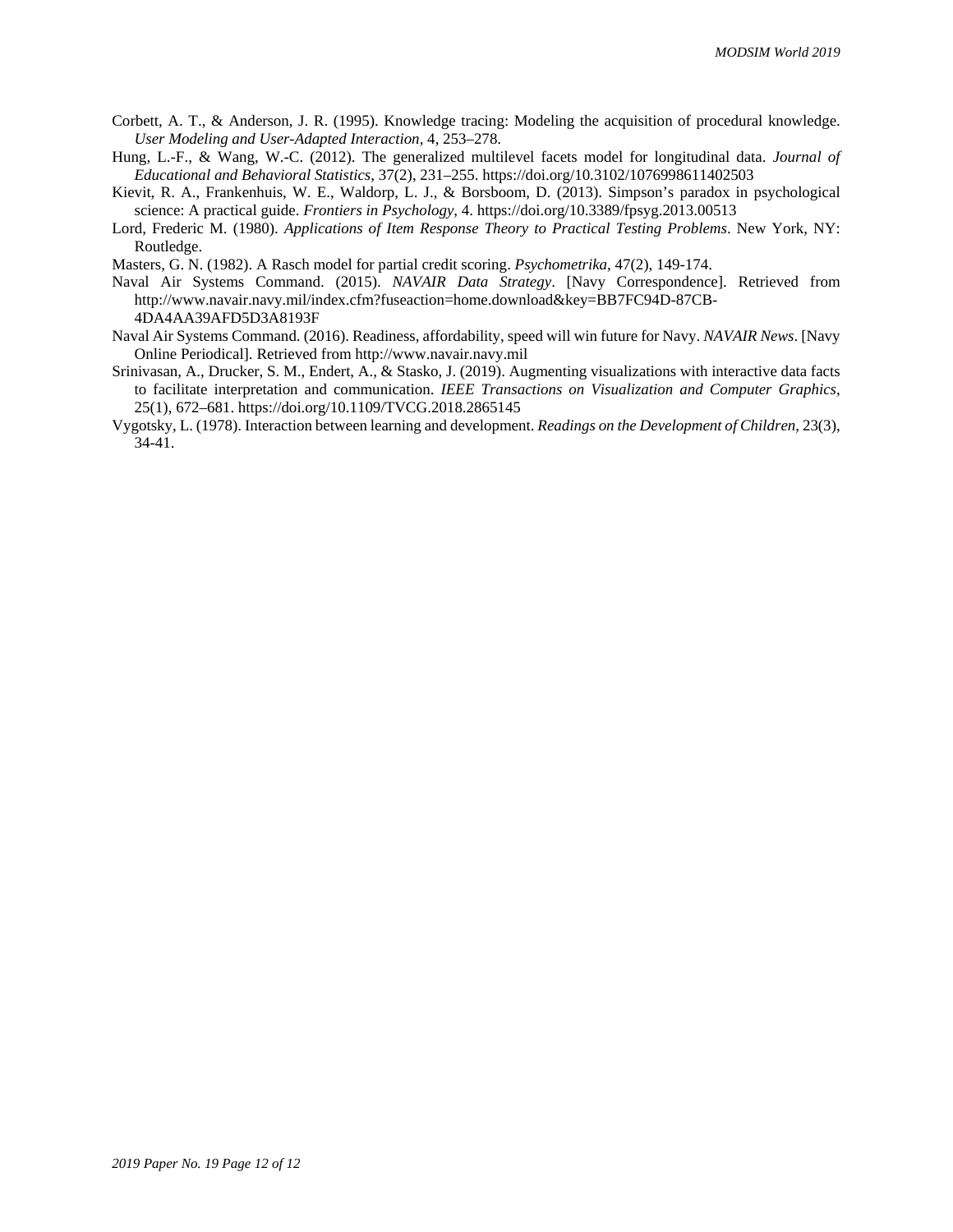Corbett, A. T., & Anderson, J. R. (1995). Knowledge tracing: Modeling the acquisition of procedural knowledge. *User Modeling and User-Adapted Interaction*, 4, 253–278.

Hung, L.-F., & Wang, W.-C. (2012). The generalized multilevel facets model for longitudinal data. *Journal of Educational and Behavioral Statistics*, 37(2), 231–255. https://doi.org/10.3102/1076998611402503

Kievit, R. A., Frankenhuis, W. E., Waldorp, L. J., & Borsboom, D. (2013). Simpson's paradox in psychological science: A practical guide. *Frontiers in Psychology*, 4. https://doi.org/10.3389/fpsyg.2013.00513

Lord, Frederic M. (1980). *Applications of Item Response Theory to Practical Testing Problems*. New York, NY: Routledge.

Masters, G. N. (1982). A Rasch model for partial credit scoring. *Psychometrika*, 47(2), 149-174.

Naval Air Systems Command. (2015). *NAVAIR Data Strategy*. [Navy Correspondence]. Retrieved from http://www.navair.navy.mil/index.cfm?fuseaction=home.download&key=BB7FC94D-87CB-4DA4AA39AFD5D3A8193F

Naval Air Systems Command. (2016). Readiness, affordability, speed will win future for Navy. *NAVAIR News*. [Navy Online Periodical]. Retrieved from http://www.navair.navy.mil

Srinivasan, A., Drucker, S. M., Endert, A., & Stasko, J. (2019). Augmenting visualizations with interactive data facts to facilitate interpretation and communication. *IEEE Transactions on Visualization and Computer Graphics*, 25(1), 672–681. https://doi.org/10.1109/TVCG.2018.2865145

Vygotsky, L. (1978). Interaction between learning and development. *Readings on the Development of Children*, 23(3), 34-41.